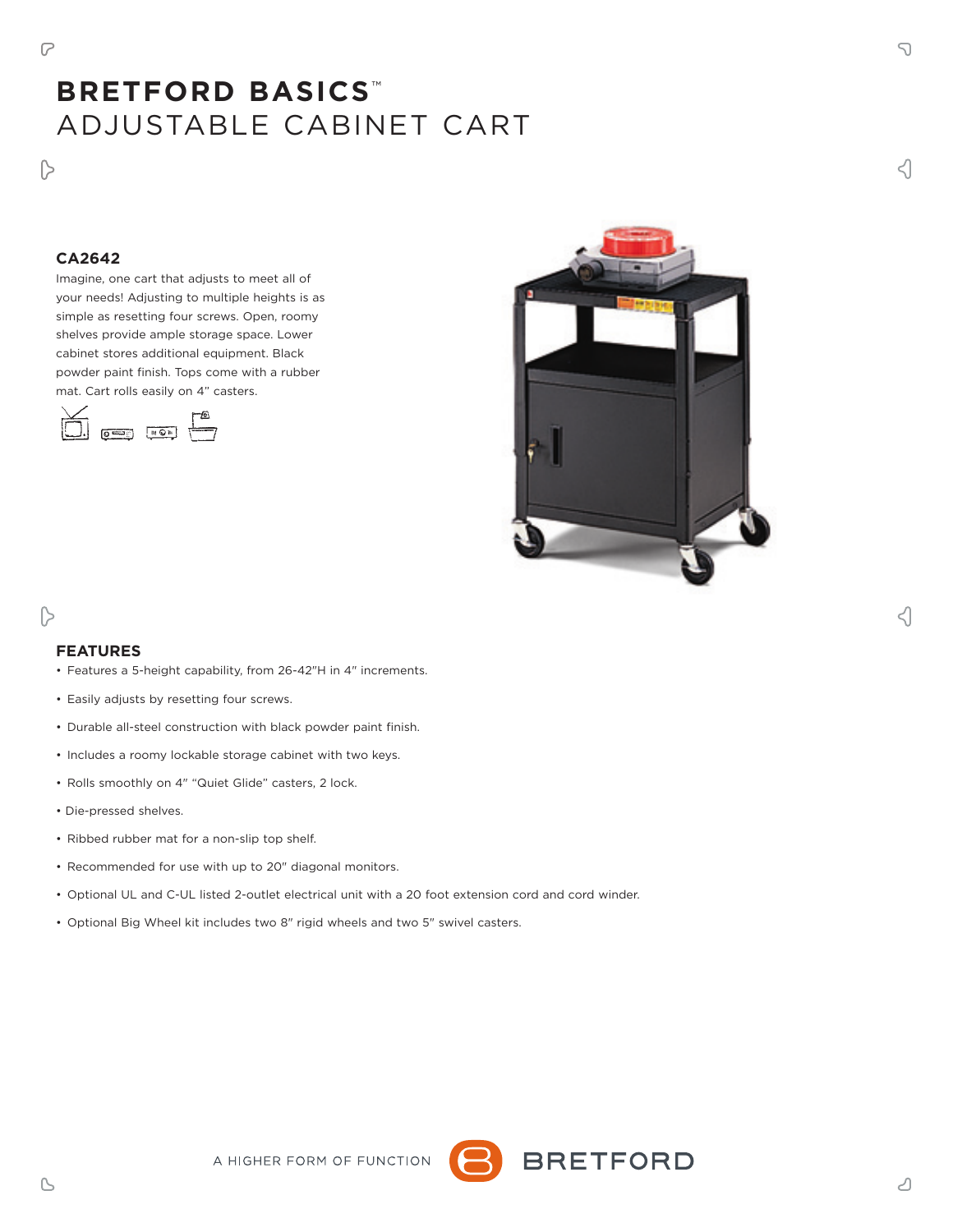# BRETFORD BASICS™
## ADJUSTABLE CABINET CART

### CA2642

Imagine, one cart that adjusts to meet all of your needs! Adjusting to multiple heights is as simple as resetting four screws. Open, roomy shelves provide ample storage space. Lower cabinet stores additional equipment. Black powder paint finish. Tops come with a rubber mat. Cart rolls easily on 4" casters.

### FEATURES

- Features a 5-height capability, from 26-42"H in 4" increments.
- Easily adjusts by resetting four screws.
- Durable all-steel construction with black powder paint finish.
- Includes a roomy lockable storage cabinet with two keys.
- Rolls smoothly on 4" "Quiet Glide" casters, 2 lock.
- Die-pressed shelves.
- Ribbed rubber mat for a non-slip top shelf.
- Recommended for use with up to 20" diagonal monitors.
- Optional UL and C-UL listed 2-outlet electrical unit with a 20 foot extension cord and cord winder.
- Optional Big Wheel kit includes two 8" rigid wheels and two 5" swivel casters.

A HIGHER FORM OF FUNCTION BRETFORD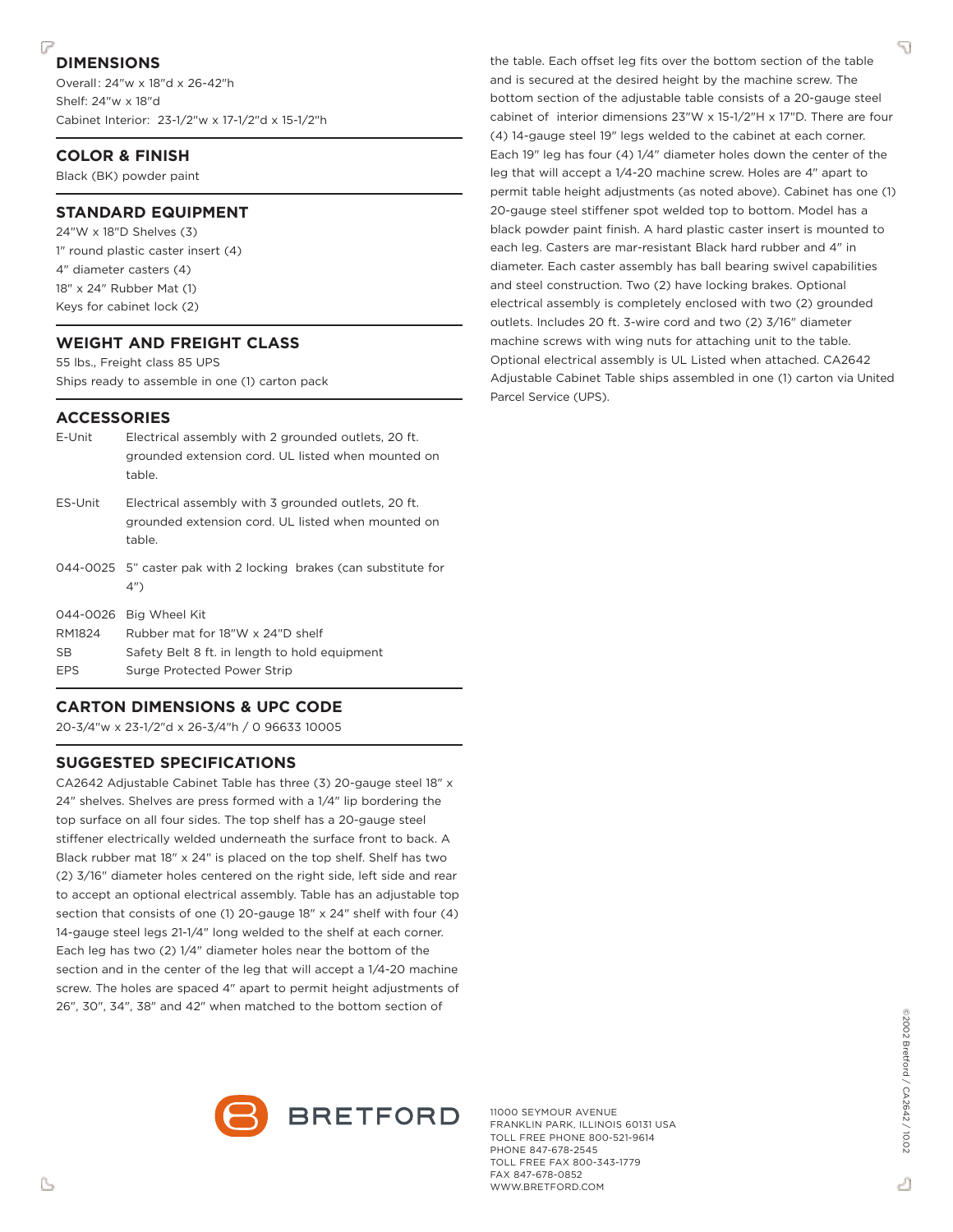## DIMENSIONS

Overall: 24"w x 18"d x 26-42"h
Shelf: 24"w x 18"d
Cabinet Interior: 23-1/2"w x 17-1/2"d x 15-1/2"h

## COLOR & FINISH

Black (BK) powder paint

## STANDARD EQUIPMENT

24"W x 18"D Shelves (3)
1" round plastic caster insert (4)
4" diameter casters (4)
18" x 24" Rubber Mat (1)
Keys for cabinet lock (2)

## WEIGHT AND FREIGHT CLASS

55 lbs., Freight class 85 UPS
Ships ready to assemble in one (1) carton pack

## ACCESSORIES

| | |
|---|---|
| E-Unit | Electrical assembly with 2 grounded outlets, 20 ft. grounded extension cord. UL listed when mounted on table. |
| ES-Unit | Electrical assembly with 3 grounded outlets, 20 ft. grounded extension cord. UL listed when mounted on table. |
| 044-0025 | 5" caster pak with 2 locking brakes (can substitute for 4") |
| 044-0026 | Big Wheel Kit |
| RM1824 | Rubber mat for 18"W x 24"D shelf |
| SB | Safety Belt 8 ft. in length to hold equipment |
| EPS | Surge Protected Power Strip |

## CARTON DIMENSIONS & UPC CODE

20-3/4"w x 23-1/2"d x 26-3/4"h / 0 96633 10005

## SUGGESTED SPECIFICATIONS

CA2642 Adjustable Cabinet Table has three (3) 20-gauge steel 18" x 24" shelves. Shelves are press formed with a 1/4" lip bordering the top surface on all four sides. The top shelf has a 20-gauge steel stiffener electrically welded underneath the surface front to back. A Black rubber mat 18" x 24" is placed on the top shelf. Shelf has two (2) 3/16" diameter holes centered on the right side, left side and rear to accept an optional electrical assembly. Table has an adjustable top section that consists of one (1) 20-gauge 18" x 24" shelf with four (4) 14-gauge steel legs 21-1/4" long welded to the shelf at each corner. Each leg has two (2) 1/4" diameter holes near the bottom of the section and in the center of the leg that will accept a 1/4-20 machine screw. The holes are spaced 4" apart to permit height adjustments of 26", 30", 34", 38" and 42" when matched to the bottom section of the table. Each offset leg fits over the bottom section of the table and is secured at the desired height by the machine screw. The bottom section of the adjustable table consists of a 20-gauge steel cabinet of interior dimensions 23"W x 15-1/2"H x 17"D. There are four (4) 14-gauge steel 19" legs welded to the cabinet at each corner. Each 19" leg has four (4) 1/4" diameter holes down the center of the leg that will accept a 1/4-20 machine screw. Holes are 4" apart to permit table height adjustments (as noted above). Cabinet has one (1) 20-gauge steel stiffener spot welded top to bottom. Model has a black powder paint finish. A hard plastic caster insert is mounted to each leg. Casters are mar-resistant Black hard rubber and 4" in diameter. Each caster assembly has ball bearing swivel capabilities and steel construction. Two (2) have locking brakes. Optional electrical assembly is completely enclosed with two (2) grounded outlets. Includes 20 ft. 3-wire cord and two (2) 3/16" diameter machine screws with wing nuts for attaching unit to the table. Optional electrical assembly is UL Listed when attached. CA2642 Adjustable Cabinet Table ships assembled in one (1) carton via United Parcel Service (UPS).

BRETFORD

11000 SEYMOUR AVENUE
FRANKLIN PARK, ILLINOIS 60131 USA
TOLL FREE PHONE 800-521-9614
PHONE 847-678-2545
TOLL FREE FAX 800-343-1779
FAX 847-678-0852
WWW.BRETFORD.COM

©2002 Bretford / CA2642 / 1002